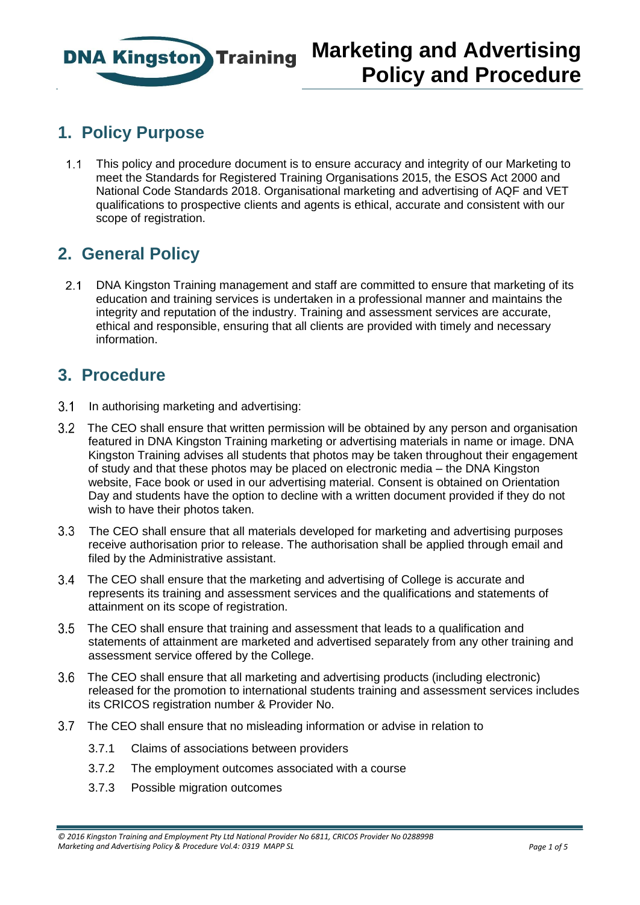# Marketing and Advertising Policy and Procedure

## 1. Policy Purpose

1.1 This policy and procedure document is to ensure accuracy and integrity of our Marketing to meet the Standards for Registered Training Organisations 2015, the ESOS Act 2000 and National Code Standards 2018. Organisational marketing and advertising of AQF and VET qualifications to prospective clients and agents is ethical, accurate and consistent with our scope of registration.

## 2. General Policy

2.1 DNA Kingston Training management and staff are committed to ensure that marketing of its education and training services is undertaken in a professional manner and maintains the integrity and reputation of the industry. Training and assessment services are accurate, ethical and responsible, ensuring that all clients are provided with timely and necessary information.

## 3. Procedure

3.1 In authorising marketing and advertising:

3.2 The CEO shall ensure that written permission will be obtained by any person and organisation featured in DNA Kingston Training marketing or advertising materials in name or image. DNA Kingston Training advises all students that photos may be taken throughout their engagement of study and that these photos may be placed on electronic media – the DNA Kingston website, Face book or used in our advertising material. Consent is obtained on Orientation Day and students have the option to decline with a written document provided if they do not wish to have their photos taken.

3.3 The CEO shall ensure that all materials developed for marketing and advertising purposes receive authorisation prior to release. The authorisation shall be applied through email and filed by the Administrative assistant.

3.4 The CEO shall ensure that the marketing and advertising of College is accurate and represents its training and assessment services and the qualifications and statements of attainment on its scope of registration.

3.5 The CEO shall ensure that training and assessment that leads to a qualification and statements of attainment are marketed and advertised separately from any other training and assessment service offered by the College.

3.6 The CEO shall ensure that all marketing and advertising products (including electronic) released for the promotion to international students training and assessment services includes its CRICOS registration number & Provider No.

3.7 The CEO shall ensure that no misleading information or advise in relation to

3.7.1 Claims of associations between providers

3.7.2 The employment outcomes associated with a course

3.7.3 Possible migration outcomes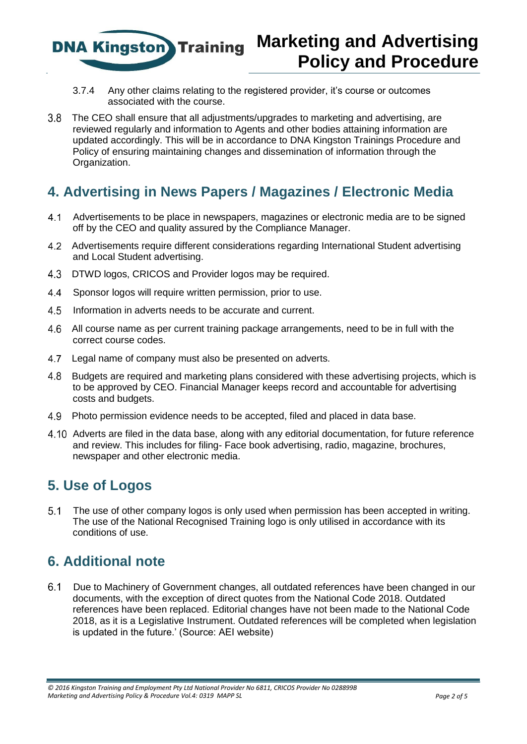3.7.4 Any other claims relating to the registered provider, it's course or outcomes associated with the course.

3.8 The CEO shall ensure that all adjustments/upgrades to marketing and advertising, are reviewed regularly and information to Agents and other bodies attaining information are updated accordingly. This will be in accordance to DNA Kingston Trainings Procedure and Policy of ensuring maintaining changes and dissemination of information through the Organization.

## 4. Advertising in News Papers / Magazines / Electronic Media

4.1 Advertisements to be place in newspapers, magazines or electronic media are to be signed off by the CEO and quality assured by the Compliance Manager.

4.2 Advertisements require different considerations regarding International Student advertising and Local Student advertising.

4.3 DTWD logos, CRICOS and Provider logos may be required.

4.4 Sponsor logos will require written permission, prior to use.

4.5 Information in adverts needs to be accurate and current.

4.6 All course name as per current training package arrangements, need to be in full with the correct course codes.

4.7 Legal name of company must also be presented on adverts.

4.8 Budgets are required and marketing plans considered with these advertising projects, which is to be approved by CEO. Financial Manager keeps record and accountable for advertising costs and budgets.

4.9 Photo permission evidence needs to be accepted, filed and placed in data base.

4.10 Adverts are filed in the data base, along with any editorial documentation, for future reference and review. This includes for filing- Face book advertising, radio, magazine, brochures, newspaper and other electronic media.

## 5. Use of Logos

5.1 The use of other company logos is only used when permission has been accepted in writing. The use of the National Recognised Training logo is only utilised in accordance with its conditions of use.

## 6. Additional note

6.1 Due to Machinery of Government changes, all outdated references have been changed in our documents, with the exception of direct quotes from the National Code 2018. Outdated references have been replaced. Editorial changes have not been made to the National Code 2018, as it is a Legislative Instrument. Outdated references will be completed when legislation is updated in the future.' (Source: AEI website)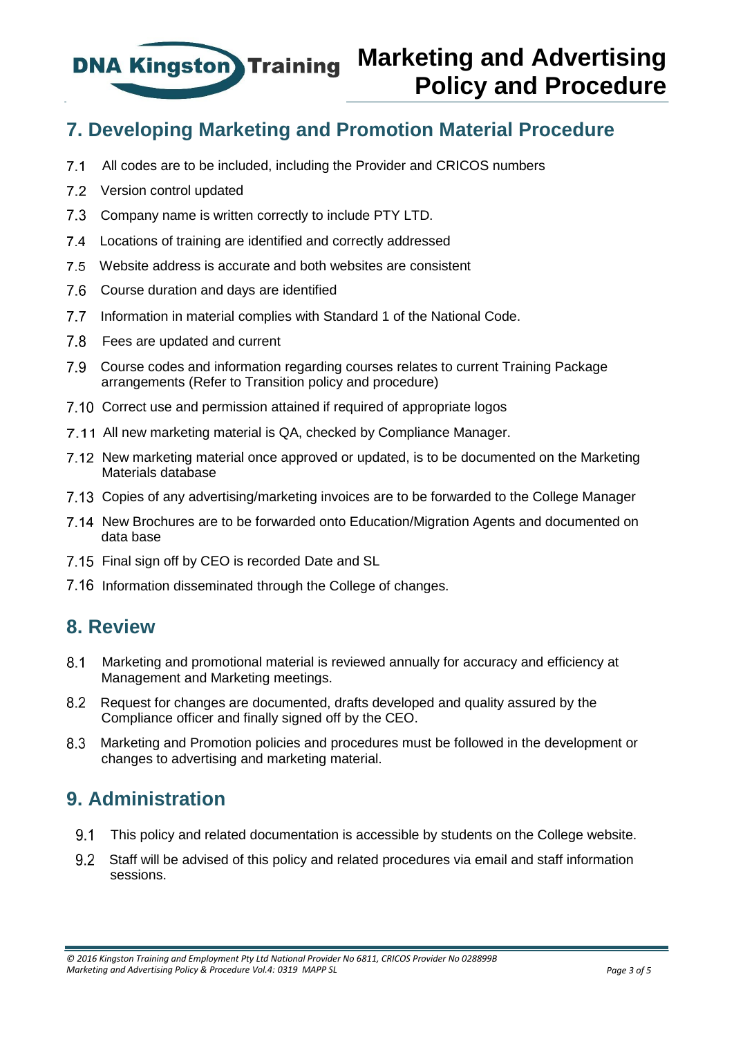## 7. Developing Marketing and Promotion Material Procedure

7.1 All codes are to be included, including the Provider and CRICOS numbers

7.2 Version control updated

7.3 Company name is written correctly to include PTY LTD.

7.4 Locations of training are identified and correctly addressed

7.5 Website address is accurate and both websites are consistent

7.6 Course duration and days are identified

7.7 Information in material complies with Standard 1 of the National Code.

7.8 Fees are updated and current

7.9 Course codes and information regarding courses relates to current Training Package arrangements (Refer to Transition policy and procedure)

7.10 Correct use and permission attained if required of appropriate logos

7.11 All new marketing material is QA, checked by Compliance Manager.

7.12 New marketing material once approved or updated, is to be documented on the Marketing Materials database

7.13 Copies of any advertising/marketing invoices are to be forwarded to the College Manager

7.14 New Brochures are to be forwarded onto Education/Migration Agents and documented on data base

7.15 Final sign off by CEO is recorded Date and SL

7.16 Information disseminated through the College of changes.

## 8. Review

8.1 Marketing and promotional material is reviewed annually for accuracy and efficiency at Management and Marketing meetings.

8.2 Request for changes are documented, drafts developed and quality assured by the Compliance officer and finally signed off by the CEO.

8.3 Marketing and Promotion policies and procedures must be followed in the development or changes to advertising and marketing material.

## 9. Administration

9.1 This policy and related documentation is accessible by students on the College website.

9.2 Staff will be advised of this policy and related procedures via email and staff information sessions.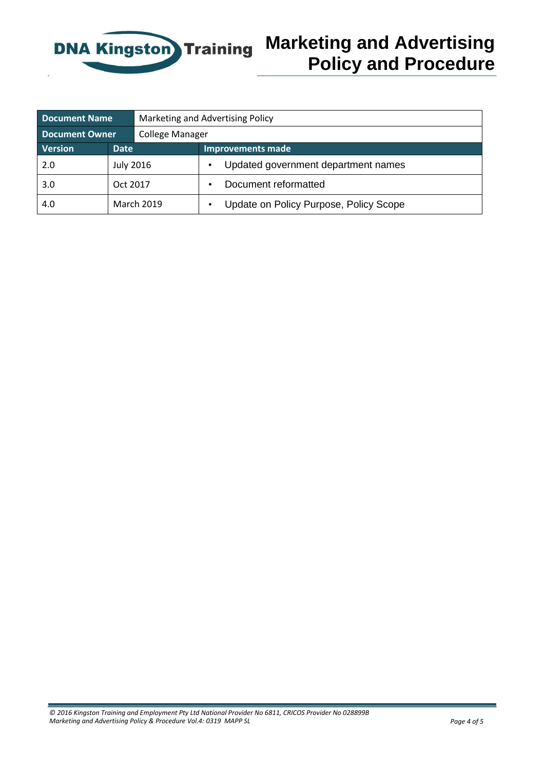| | | |
|---|---|---|
| **Document Name** | Marketing and Advertising Policy | |
| **Document Owner** | College Manager | |
| **Version** | **Date** | **Improvements made** |
| 2.0 | July 2016 | • Updated government department names |
| 3.0 | Oct 2017 | • Document reformatted |
| 4.0 | March 2019 | • Update on Policy Purpose, Policy Scope |